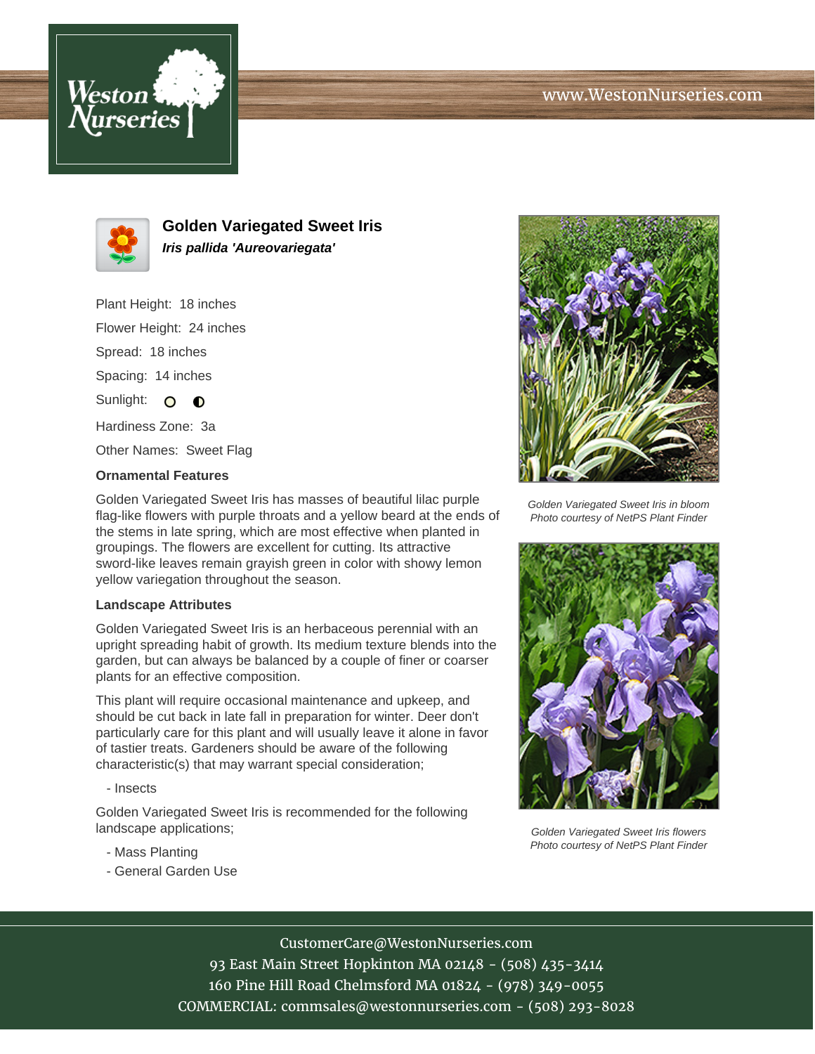# Golden Variegated Sweet Iris

***Iris pallida 'Aureovariegata'***

Plant Height: 18 inches

Flower Height: 24 inches

Spread: 18 inches

Spacing: 14 inches

Sunlight: ○ ◐

Hardiness Zone: 3a

Other Names: Sweet Flag

### Ornamental Features

Golden Variegated Sweet Iris has masses of beautiful lilac purple flag-like flowers with purple throats and a yellow beard at the ends of the stems in late spring, which are most effective when planted in groupings. The flowers are excellent for cutting. Its attractive sword-like leaves remain grayish green in color with showy lemon yellow variegation throughout the season.

### Landscape Attributes

Golden Variegated Sweet Iris is an herbaceous perennial with an upright spreading habit of growth. Its medium texture blends into the garden, but can always be balanced by a couple of finer or coarser plants for an effective composition.

This plant will require occasional maintenance and upkeep, and should be cut back in late fall in preparation for winter. Deer don't particularly care for this plant and will usually leave it alone in favor of tastier treats. Gardeners should be aware of the following characteristic(s) that may warrant special consideration;

- Insects

Golden Variegated Sweet Iris is recommended for the following landscape applications;

- Mass Planting
- General Garden Use

*Golden Variegated Sweet Iris in bloom*
*Photo courtesy of NetPS Plant Finder*

*Golden Variegated Sweet Iris flowers*
*Photo courtesy of NetPS Plant Finder*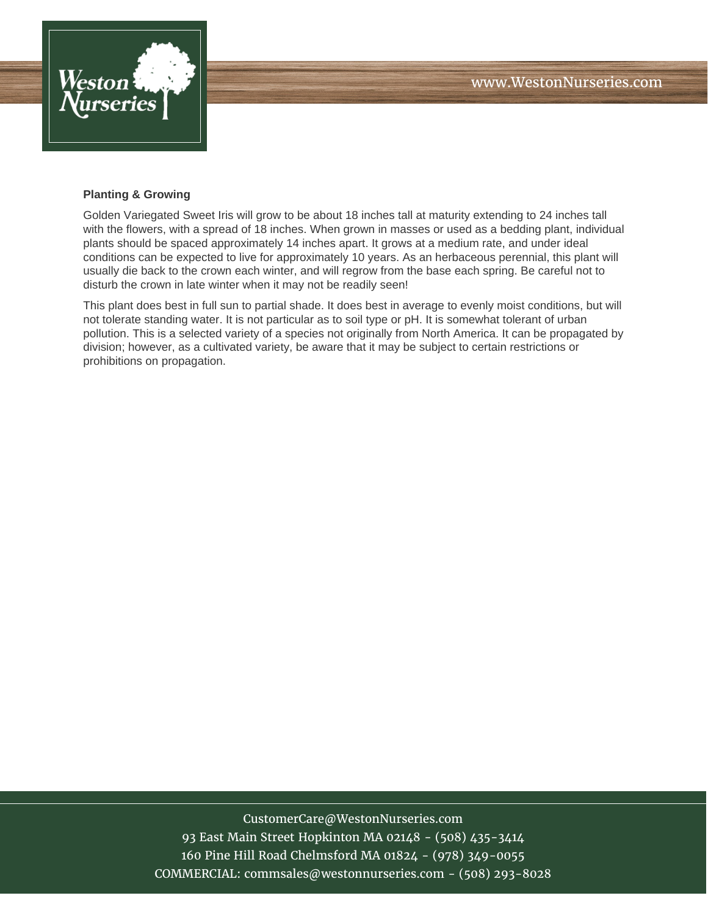**Planting & Growing**

Golden Variegated Sweet Iris will grow to be about 18 inches tall at maturity extending to 24 inches tall with the flowers, with a spread of 18 inches. When grown in masses or used as a bedding plant, individual plants should be spaced approximately 14 inches apart. It grows at a medium rate, and under ideal conditions can be expected to live for approximately 10 years. As an herbaceous perennial, this plant will usually die back to the crown each winter, and will regrow from the base each spring. Be careful not to disturb the crown in late winter when it may not be readily seen!

This plant does best in full sun to partial shade. It does best in average to evenly moist conditions, but will not tolerate standing water. It is not particular as to soil type or pH. It is somewhat tolerant of urban pollution. This is a selected variety of a species not originally from North America. It can be propagated by division; however, as a cultivated variety, be aware that it may be subject to certain restrictions or prohibitions on propagation.